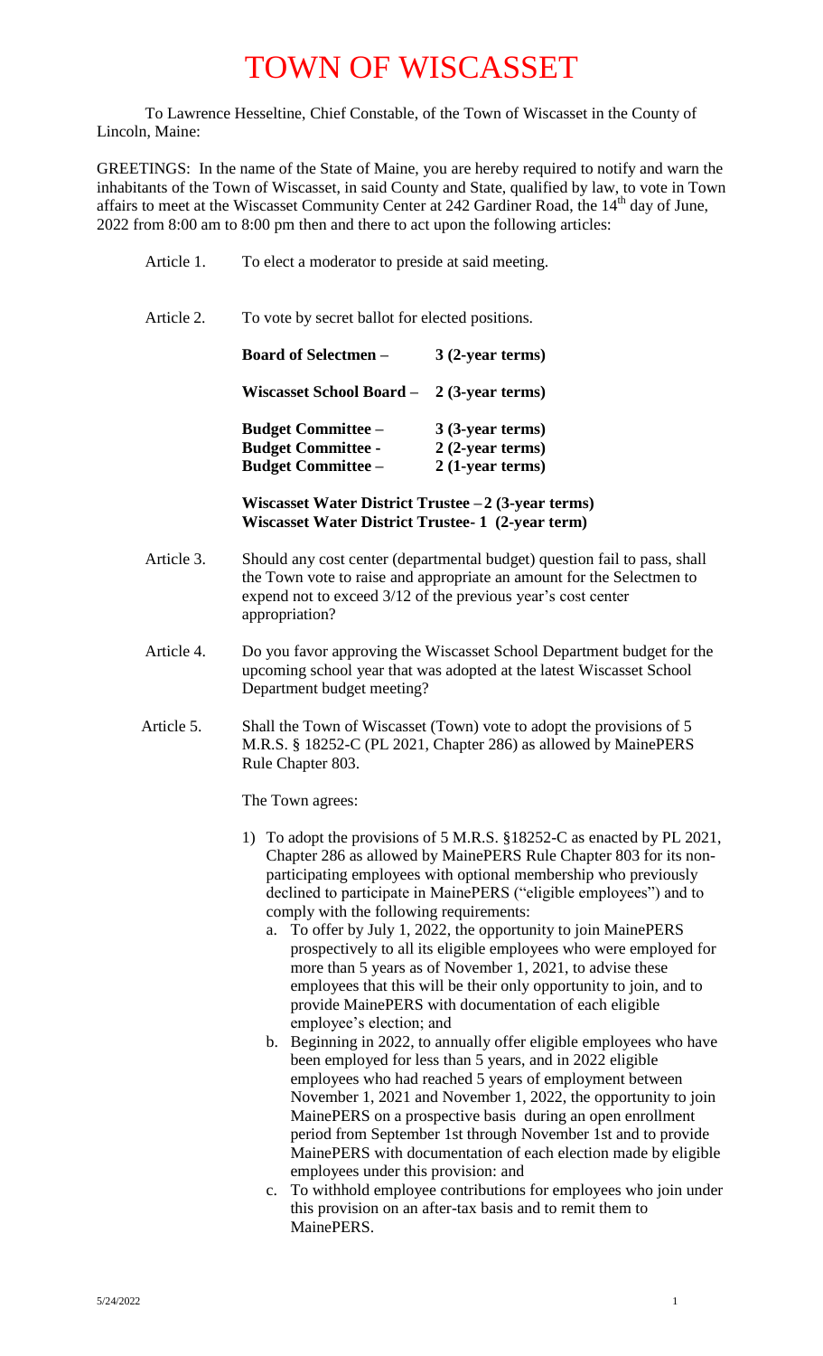# TOWN OF WISCASSET

To Lawrence Hesseltine, Chief Constable, of the Town of Wiscasset in the County of Lincoln, Maine:

GREETINGS: In the name of the State of Maine, you are hereby required to notify and warn the inhabitants of the Town of Wiscasset, in said County and State, qualified by law, to vote in Town affairs to meet at the Wiscasset Community Center at 242 Gardiner Road, the 14th day of June, 2022 from 8:00 am to 8:00 pm then and there to act upon the following articles:

Article 1. To elect a moderator to preside at said meeting.

Article 2. To vote by secret ballot for elected positions.

| | |
|---|---|
| **Board of Selectmen –** | **3 (2-year terms)** |
| **Wiscasset School Board –** | **2 (3-year terms)** |
| **Budget Committee –** | **3 (3-year terms)** |
| **Budget Committee -** | **2 (2-year terms)** |
| **Budget Committee –** | **2 (1-year terms)** |

**Wiscasset Water District Trustee – 2 (3-year terms)**
**Wiscasset Water District Trustee- 1 (2-year term)**

Article 3. Should any cost center (departmental budget) question fail to pass, shall the Town vote to raise and appropriate an amount for the Selectmen to expend not to exceed 3/12 of the previous year's cost center appropriation?

Article 4. Do you favor approving the Wiscasset School Department budget for the upcoming school year that was adopted at the latest Wiscasset School Department budget meeting?

Article 5. Shall the Town of Wiscasset (Town) vote to adopt the provisions of 5 M.R.S. § 18252-C (PL 2021, Chapter 286) as allowed by MainePERS Rule Chapter 803.

The Town agrees:

1) To adopt the provisions of 5 M.R.S. §18252-C as enacted by PL 2021, Chapter 286 as allowed by MainePERS Rule Chapter 803 for its non-participating employees with optional membership who previously declined to participate in MainePERS ("eligible employees") and to comply with the following requirements:
   a. To offer by July 1, 2022, the opportunity to join MainePERS prospectively to all its eligible employees who were employed for more than 5 years as of November 1, 2021, to advise these employees that this will be their only opportunity to join, and to provide MainePERS with documentation of each eligible employee's election; and
   b. Beginning in 2022, to annually offer eligible employees who have been employed for less than 5 years, and in 2022 eligible employees who had reached 5 years of employment between November 1, 2021 and November 1, 2022, the opportunity to join MainePERS on a prospective basis during an open enrollment period from September 1st through November 1st and to provide MainePERS with documentation of each election made by eligible employees under this provision: and
   c. To withhold employee contributions for employees who join under this provision on an after-tax basis and to remit them to MainePERS.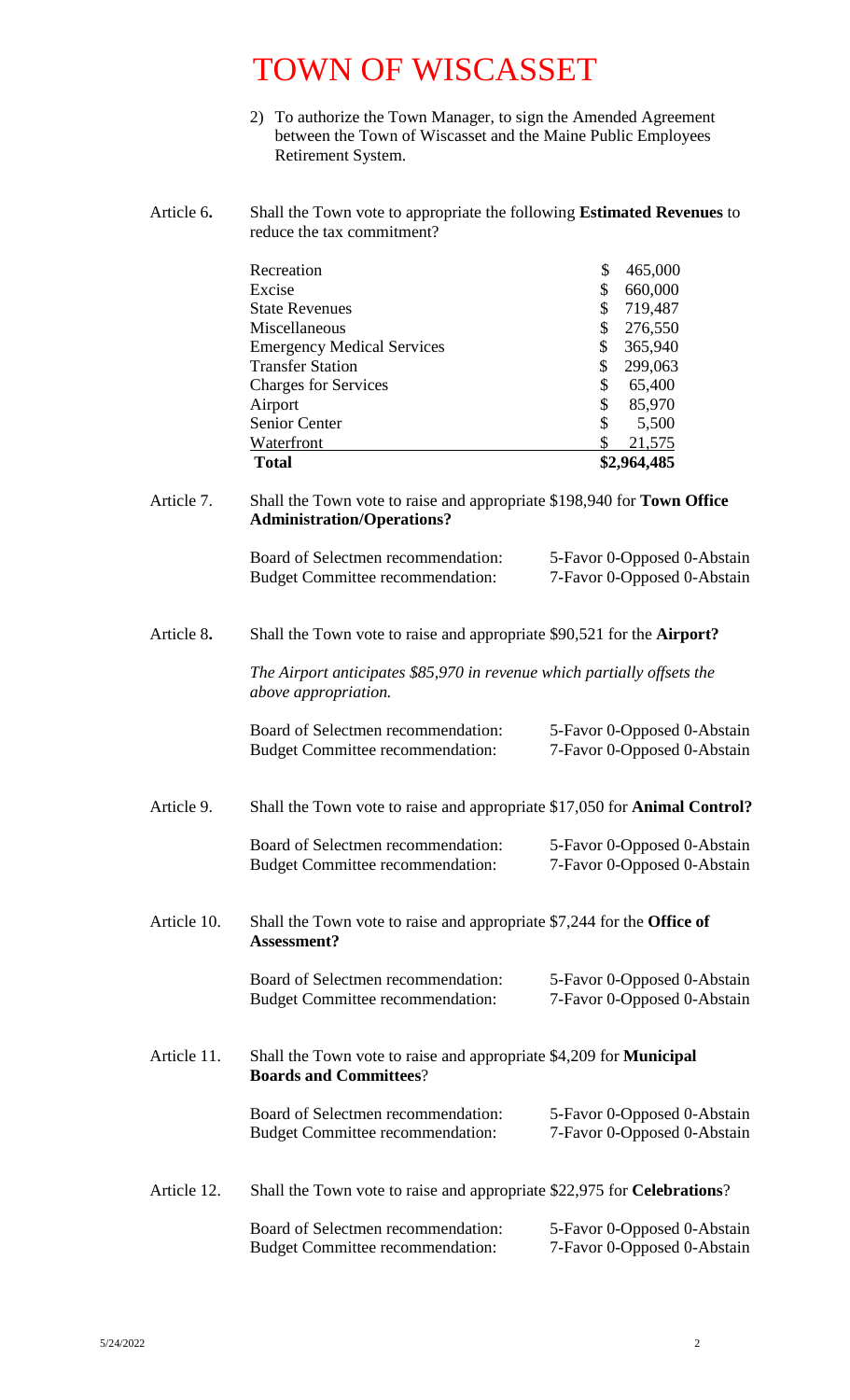2) To authorize the Town Manager, to sign the Amended Agreement between the Town of Wiscasset and the Maine Public Employees Retirement System.

Article 6**.** Shall the Town vote to appropriate the following **Estimated Revenues** to reduce the tax commitment?

| | |
|---|---|
| Recreation | $ 465,000 |
| Excise | $ 660,000 |
| State Revenues | $ 719,487 |
| Miscellaneous | $ 276,550 |
| Emergency Medical Services | $ 365,940 |
| Transfer Station | $ 299,063 |
| Charges for Services | $ 65,400 |
| Airport | $ 85,970 |
| Senior Center | $ 5,500 |
| Waterfront | $ 21,575 |
| **Total** | **$2,964,485** |

Article 7. Shall the Town vote to raise and appropriate $198,940 for **Town Office Administration/Operations?**

| | |
|---|---|
| Board of Selectmen recommendation: | 5-Favor 0-Opposed 0-Abstain |
| Budget Committee recommendation: | 7-Favor 0-Opposed 0-Abstain |

Article 8**.** Shall the Town vote to raise and appropriate $90,521 for the **Airport?**

*The Airport anticipates $85,970 in revenue which partially offsets the above appropriation.*

| | |
|---|---|
| Board of Selectmen recommendation: | 5-Favor 0-Opposed 0-Abstain |
| Budget Committee recommendation: | 7-Favor 0-Opposed 0-Abstain |

Article 9. Shall the Town vote to raise and appropriate $17,050 for **Animal Control?**

| | |
|---|---|
| Board of Selectmen recommendation: | 5-Favor 0-Opposed 0-Abstain |
| Budget Committee recommendation: | 7-Favor 0-Opposed 0-Abstain |

Article 10. Shall the Town vote to raise and appropriate $7,244 for the **Office of Assessment?**

| | |
|---|---|
| Board of Selectmen recommendation: | 5-Favor 0-Opposed 0-Abstain |
| Budget Committee recommendation: | 7-Favor 0-Opposed 0-Abstain |

Article 11. Shall the Town vote to raise and appropriate $4,209 for **Municipal Boards and Committees**?

| | |
|---|---|
| Board of Selectmen recommendation: | 5-Favor 0-Opposed 0-Abstain |
| Budget Committee recommendation: | 7-Favor 0-Opposed 0-Abstain |

Article 12. Shall the Town vote to raise and appropriate $22,975 for **Celebrations**?

| | |
|---|---|
| Board of Selectmen recommendation: | 5-Favor 0-Opposed 0-Abstain |
| Budget Committee recommendation: | 7-Favor 0-Opposed 0-Abstain |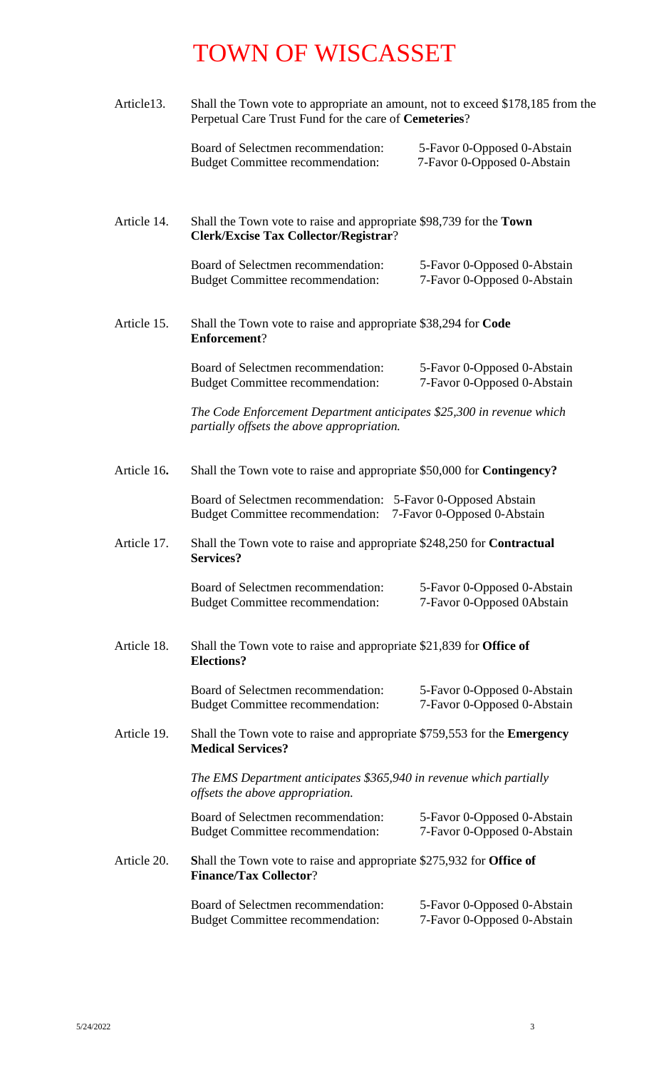# TOWN OF WISCASSET

Article13. Shall the Town vote to appropriate an amount, not to exceed $178,185 from the Perpetual Care Trust Fund for the care of **Cemeteries**?

| | |
|---|---|
| Board of Selectmen recommendation: | 5-Favor 0-Opposed 0-Abstain |
| Budget Committee recommendation: | 7-Favor 0-Opposed 0-Abstain |

Article 14. Shall the Town vote to raise and appropriate $98,739 for the **Town Clerk/Excise Tax Collector/Registrar**?

| | |
|---|---|
| Board of Selectmen recommendation: | 5-Favor 0-Opposed 0-Abstain |
| Budget Committee recommendation: | 7-Favor 0-Opposed 0-Abstain |

Article 15. Shall the Town vote to raise and appropriate $38,294 for **Code Enforcement**?

| | |
|---|---|
| Board of Selectmen recommendation: | 5-Favor 0-Opposed 0-Abstain |
| Budget Committee recommendation: | 7-Favor 0-Opposed 0-Abstain |

*The Code Enforcement Department anticipates $25,300 in revenue which partially offsets the above appropriation.*

Article 16**.** Shall the Town vote to raise and appropriate $50,000 for **Contingency?**

| | |
|---|---|
| Board of Selectmen recommendation: | 5-Favor 0-Opposed Abstain |
| Budget Committee recommendation: | 7-Favor 0-Opposed 0-Abstain |

Article 17. Shall the Town vote to raise and appropriate $248,250 for **Contractual Services?**

| | |
|---|---|
| Board of Selectmen recommendation: | 5-Favor 0-Opposed 0-Abstain |
| Budget Committee recommendation: | 7-Favor 0-Opposed 0Abstain |

Article 18. Shall the Town vote to raise and appropriate $21,839 for **Office of Elections?**

| | |
|---|---|
| Board of Selectmen recommendation: | 5-Favor 0-Opposed 0-Abstain |
| Budget Committee recommendation: | 7-Favor 0-Opposed 0-Abstain |

Article 19. Shall the Town vote to raise and appropriate $759,553 for the **Emergency Medical Services?**

*The EMS Department anticipates $365,940 in revenue which partially offsets the above appropriation.*

| | |
|---|---|
| Board of Selectmen recommendation: | 5-Favor 0-Opposed 0-Abstain |
| Budget Committee recommendation: | 7-Favor 0-Opposed 0-Abstain |

Article 20. **S**hall the Town vote to raise and appropriate $275,932 for **Office of Finance/Tax Collector**?

| | |
|---|---|
| Board of Selectmen recommendation: | 5-Favor 0-Opposed 0-Abstain |
| Budget Committee recommendation: | 7-Favor 0-Opposed 0-Abstain |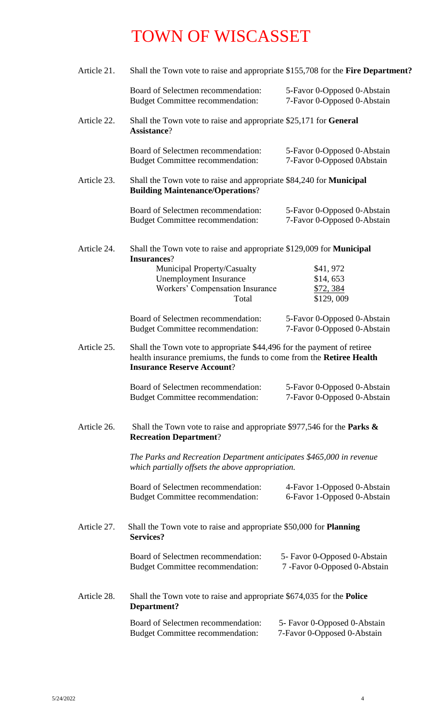# TOWN OF WISCASSET

Article 21. Shall the Town vote to raise and appropriate $155,708 for the **Fire Department?**

| | |
|---|---|
| Board of Selectmen recommendation: | 5-Favor 0-Opposed 0-Abstain |
| Budget Committee recommendation: | 7-Favor 0-Opposed 0-Abstain |

Article 22. Shall the Town vote to raise and appropriate $25,171 for **General Assistance**?

| | |
|---|---|
| Board of Selectmen recommendation: | 5-Favor 0-Opposed 0-Abstain |
| Budget Committee recommendation: | 7-Favor 0-Opposed 0Abstain |

Article 23. Shall the Town vote to raise and appropriate $84,240 for **Municipal Building Maintenance/Operations**?

| | |
|---|---|
| Board of Selectmen recommendation: | 5-Favor 0-Opposed 0-Abstain |
| Budget Committee recommendation: | 7-Favor 0-Opposed 0-Abstain |

Article 24. Shall the Town vote to raise and appropriate $129,009 for **Municipal Insurances**?

| | |
|---|---|
| Municipal Property/Casualty | $41, 972 |
| Unemployment Insurance | $14, 653 |
| Workers' Compensation Insurance | $72, 384 |
| Total | $129, 009 |

| | |
|---|---|
| Board of Selectmen recommendation: | 5-Favor 0-Opposed 0-Abstain |
| Budget Committee recommendation: | 7-Favor 0-Opposed 0-Abstain |

Article 25. Shall the Town vote to appropriate $44,496 for the payment of retiree health insurance premiums, the funds to come from the **Retiree Health Insurance Reserve Account**?

| | |
|---|---|
| Board of Selectmen recommendation: | 5-Favor 0-Opposed 0-Abstain |
| Budget Committee recommendation: | 7-Favor 0-Opposed 0-Abstain |

Article 26. Shall the Town vote to raise and appropriate $977,546 for the **Parks & Recreation Department**?

*The Parks and Recreation Department anticipates $465,000 in revenue which partially offsets the above appropriation.*

| | |
|---|---|
| Board of Selectmen recommendation: | 4-Favor 1-Opposed 0-Abstain |
| Budget Committee recommendation: | 6-Favor 1-Opposed 0-Abstain |

Article 27. Shall the Town vote to raise and appropriate $50,000 for **Planning Services?**

| | |
|---|---|
| Board of Selectmen recommendation: | 5- Favor 0-Opposed 0-Abstain |
| Budget Committee recommendation: | 7 -Favor 0-Opposed 0-Abstain |

Article 28. Shall the Town vote to raise and appropriate $674,035 for the **Police Department?**

| | |
|---|---|
| Board of Selectmen recommendation: | 5- Favor 0-Opposed 0-Abstain |
| Budget Committee recommendation: | 7-Favor 0-Opposed 0-Abstain |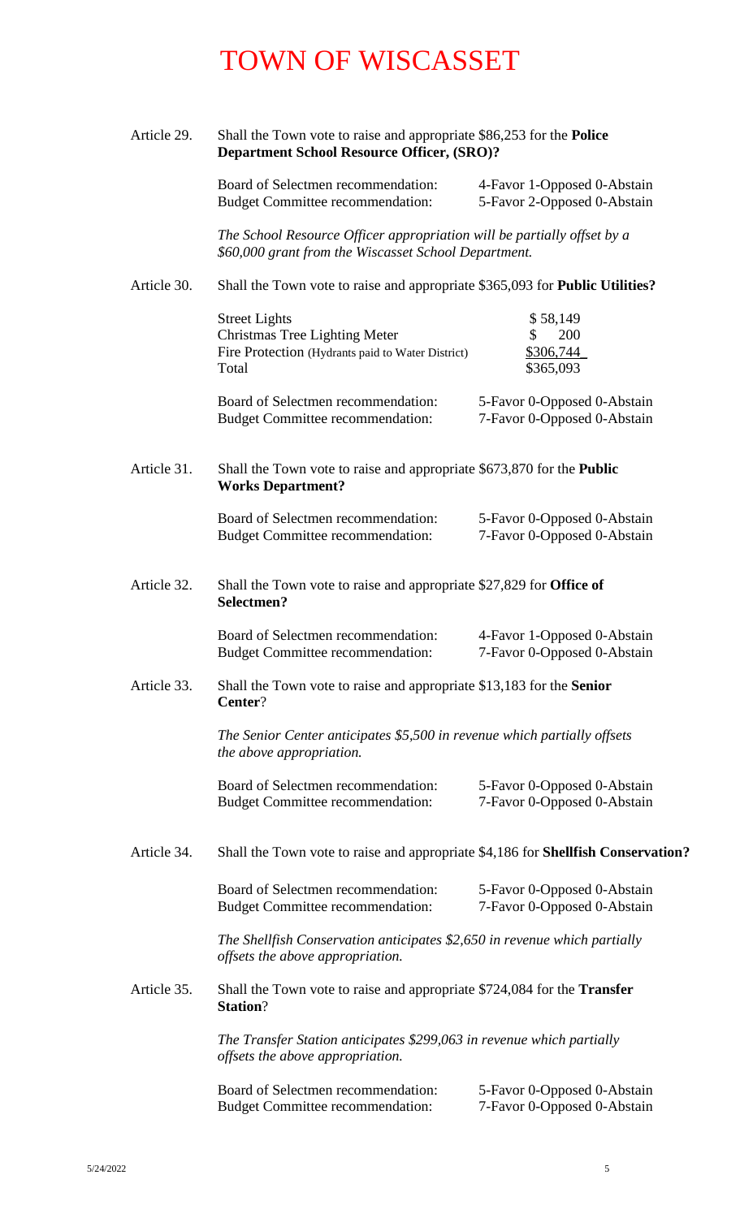# TOWN OF WISCASSET

Article 29. Shall the Town vote to raise and appropriate $86,253 for the **Police Department School Resource Officer, (SRO)?**

| | |
|---|---|
| Board of Selectmen recommendation: | 4-Favor 1-Opposed 0-Abstain |
| Budget Committee recommendation: | 5-Favor 2-Opposed 0-Abstain |

*The School Resource Officer appropriation will be partially offset by a $60,000 grant from the Wiscasset School Department.*

Article 30. Shall the Town vote to raise and appropriate $365,093 for **Public Utilities?**

| | |
|---|---|
| Street Lights | $ 58,149 |
| Christmas Tree Lighting Meter | $ 200 |
| Fire Protection (Hydrants paid to Water District) | $306,744 |
| Total | $365,093 |

| | |
|---|---|
| Board of Selectmen recommendation: | 5-Favor 0-Opposed 0-Abstain |
| Budget Committee recommendation: | 7-Favor 0-Opposed 0-Abstain |

Article 31. Shall the Town vote to raise and appropriate $673,870 for the **Public Works Department?**

| | |
|---|---|
| Board of Selectmen recommendation: | 5-Favor 0-Opposed 0-Abstain |
| Budget Committee recommendation: | 7-Favor 0-Opposed 0-Abstain |

Article 32. Shall the Town vote to raise and appropriate $27,829 for **Office of Selectmen?**

| | |
|---|---|
| Board of Selectmen recommendation: | 4-Favor 1-Opposed 0-Abstain |
| Budget Committee recommendation: | 7-Favor 0-Opposed 0-Abstain |

Article 33. Shall the Town vote to raise and appropriate $13,183 for the **Senior Center**?

*The Senior Center anticipates $5,500 in revenue which partially offsets the above appropriation.*

| | |
|---|---|
| Board of Selectmen recommendation: | 5-Favor 0-Opposed 0-Abstain |
| Budget Committee recommendation: | 7-Favor 0-Opposed 0-Abstain |

Article 34. Shall the Town vote to raise and appropriate $4,186 for **Shellfish Conservation?**

| | |
|---|---|
| Board of Selectmen recommendation: | 5-Favor 0-Opposed 0-Abstain |
| Budget Committee recommendation: | 7-Favor 0-Opposed 0-Abstain |

*The Shellfish Conservation anticipates $2,650 in revenue which partially offsets the above appropriation.*

Article 35. Shall the Town vote to raise and appropriate $724,084 for the **Transfer Station**?

*The Transfer Station anticipates $299,063 in revenue which partially offsets the above appropriation.*

| | |
|---|---|
| Board of Selectmen recommendation: | 5-Favor 0-Opposed 0-Abstain |
| Budget Committee recommendation: | 7-Favor 0-Opposed 0-Abstain |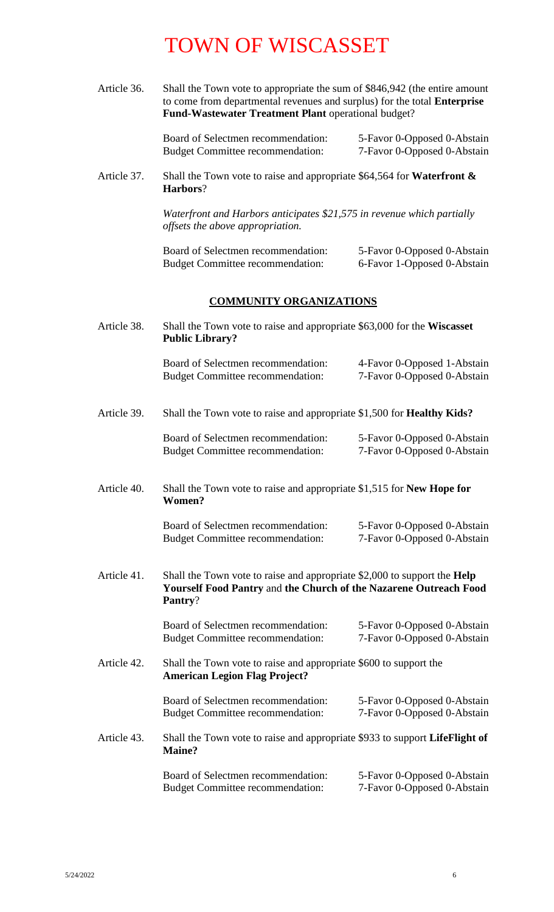# TOWN OF WISCASSET

Article 36. Shall the Town vote to appropriate the sum of $846,942 (the entire amount to come from departmental revenues and surplus) for the total **Enterprise Fund-Wastewater Treatment Plant** operational budget?

| | |
|---|---|
| Board of Selectmen recommendation: | 5-Favor 0-Opposed 0-Abstain |
| Budget Committee recommendation: | 7-Favor 0-Opposed 0-Abstain |

Article 37. Shall the Town vote to raise and appropriate $64,564 for **Waterfront & Harbors**?

*Waterfront and Harbors anticipates $21,575 in revenue which partially offsets the above appropriation.*

| | |
|---|---|
| Board of Selectmen recommendation: | 5-Favor 0-Opposed 0-Abstain |
| Budget Committee recommendation: | 6-Favor 1-Opposed 0-Abstain |

## COMMUNITY ORGANIZATIONS

Article 38. Shall the Town vote to raise and appropriate $63,000 for the **Wiscasset Public Library?**

| | |
|---|---|
| Board of Selectmen recommendation: | 4-Favor 0-Opposed 1-Abstain |
| Budget Committee recommendation: | 7-Favor 0-Opposed 0-Abstain |

Article 39. Shall the Town vote to raise and appropriate $1,500 for **Healthy Kids?**

| | |
|---|---|
| Board of Selectmen recommendation: | 5-Favor 0-Opposed 0-Abstain |
| Budget Committee recommendation: | 7-Favor 0-Opposed 0-Abstain |

Article 40. Shall the Town vote to raise and appropriate $1,515 for **New Hope for Women?**

| | |
|---|---|
| Board of Selectmen recommendation: | 5-Favor 0-Opposed 0-Abstain |
| Budget Committee recommendation: | 7-Favor 0-Opposed 0-Abstain |

Article 41. Shall the Town vote to raise and appropriate $2,000 to support the **Help Yourself Food Pantry** and **the Church of the Nazarene Outreach Food Pantry**?

| | |
|---|---|
| Board of Selectmen recommendation: | 5-Favor 0-Opposed 0-Abstain |
| Budget Committee recommendation: | 7-Favor 0-Opposed 0-Abstain |

Article 42. Shall the Town vote to raise and appropriate $600 to support the **American Legion Flag Project?**

| | |
|---|---|
| Board of Selectmen recommendation: | 5-Favor 0-Opposed 0-Abstain |
| Budget Committee recommendation: | 7-Favor 0-Opposed 0-Abstain |

Article 43. Shall the Town vote to raise and appropriate $933 to support **LifeFlight of Maine?**

| | |
|---|---|
| Board of Selectmen recommendation: | 5-Favor 0-Opposed 0-Abstain |
| Budget Committee recommendation: | 7-Favor 0-Opposed 0-Abstain |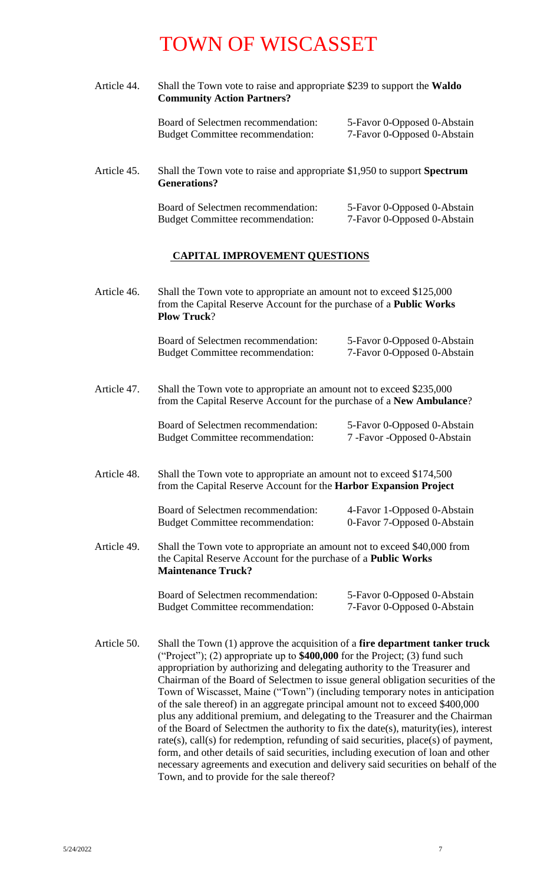# TOWN OF WISCASSET

Article 44. Shall the Town vote to raise and appropriate $239 to support the **Waldo Community Action Partners?**

| | |
|---|---|
| Board of Selectmen recommendation: | 5-Favor 0-Opposed 0-Abstain |
| Budget Committee recommendation: | 7-Favor 0-Opposed 0-Abstain |

Article 45. Shall the Town vote to raise and appropriate $1,950 to support **Spectrum Generations?**

| | |
|---|---|
| Board of Selectmen recommendation: | 5-Favor 0-Opposed 0-Abstain |
| Budget Committee recommendation: | 7-Favor 0-Opposed 0-Abstain |

## CAPITAL IMPROVEMENT QUESTIONS

Article 46. Shall the Town vote to appropriate an amount not to exceed $125,000 from the Capital Reserve Account for the purchase of a **Public Works Plow Truck**?

| | |
|---|---|
| Board of Selectmen recommendation: | 5-Favor 0-Opposed 0-Abstain |
| Budget Committee recommendation: | 7-Favor 0-Opposed 0-Abstain |

Article 47. Shall the Town vote to appropriate an amount not to exceed $235,000 from the Capital Reserve Account for the purchase of a **New Ambulance**?

| | |
|---|---|
| Board of Selectmen recommendation: | 5-Favor 0-Opposed 0-Abstain |
| Budget Committee recommendation: | 7 -Favor -Opposed 0-Abstain |

Article 48. Shall the Town vote to appropriate an amount not to exceed $174,500 from the Capital Reserve Account for the **Harbor Expansion Project**

| | |
|---|---|
| Board of Selectmen recommendation: | 4-Favor 1-Opposed 0-Abstain |
| Budget Committee recommendation: | 0-Favor 7-Opposed 0-Abstain |

Article 49. Shall the Town vote to appropriate an amount not to exceed $40,000 from the Capital Reserve Account for the purchase of a **Public Works Maintenance Truck?**

| | |
|---|---|
| Board of Selectmen recommendation: | 5-Favor 0-Opposed 0-Abstain |
| Budget Committee recommendation: | 7-Favor 0-Opposed 0-Abstain |

Article 50. Shall the Town (1) approve the acquisition of a **fire department tanker truck** ("Project"); (2) appropriate up to **$400,000** for the Project; (3) fund such appropriation by authorizing and delegating authority to the Treasurer and Chairman of the Board of Selectmen to issue general obligation securities of the Town of Wiscasset, Maine ("Town") (including temporary notes in anticipation of the sale thereof) in an aggregate principal amount not to exceed $400,000 plus any additional premium, and delegating to the Treasurer and the Chairman of the Board of Selectmen the authority to fix the date(s), maturity(ies), interest rate(s), call(s) for redemption, refunding of said securities, place(s) of payment, form, and other details of said securities, including execution of loan and other necessary agreements and execution and delivery said securities on behalf of the Town, and to provide for the sale thereof?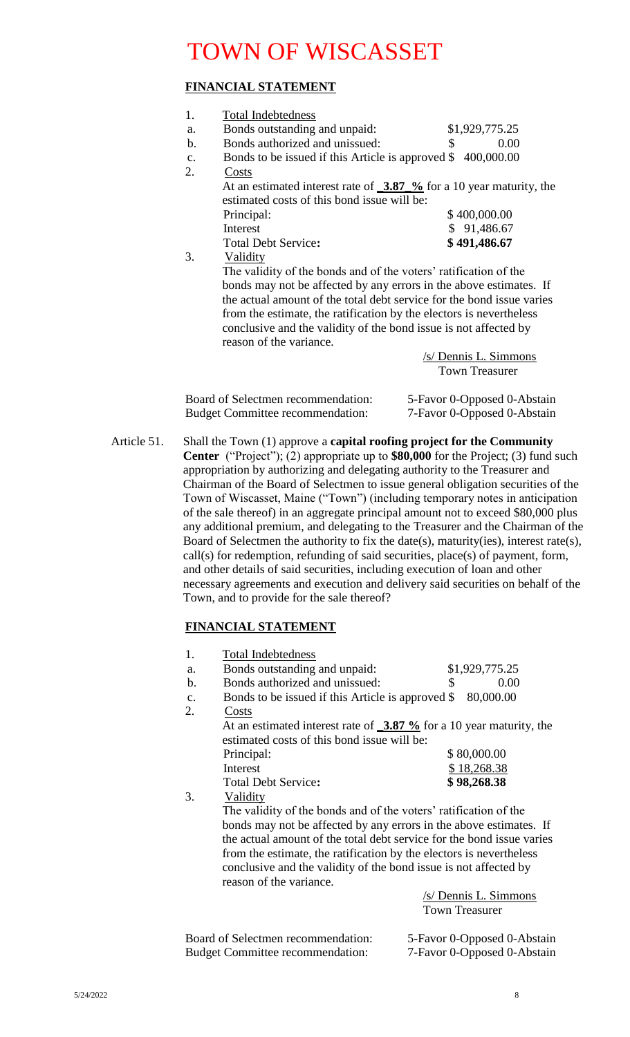# TOWN OF WISCASSET

**FINANCIAL STATEMENT**

1. Total Indebtedness
   - a. Bonds outstanding and unpaid: $1,929,775.25
   - b. Bonds authorized and unissued: $ 0.00
   - c. Bonds to be issued if this Article is approved $ 400,000.00
2. Costs

   At an estimated interest rate of **3.87 %** for a 10 year maturity, the estimated costs of this bond issue will be:

   | | |
   |---|---|
   | Principal: | $ 400,000.00 |
   | Interest | $ 91,486.67 |
   | Total Debt Service: | **$ 491,486.67** |

3. Validity

   The validity of the bonds and of the voters' ratification of the bonds may not be affected by any errors in the above estimates. If the actual amount of the total debt service for the bond issue varies from the estimate, the ratification by the electors is nevertheless conclusive and the validity of the bond issue is not affected by reason of the variance.

/s/ Dennis L. Simmons
Town Treasurer

| | |
|---|---|
| Board of Selectmen recommendation: | 5-Favor 0-Opposed 0-Abstain |
| Budget Committee recommendation: | 7-Favor 0-Opposed 0-Abstain |

Article 51. Shall the Town (1) approve a **capital roofing project for the Community Center** ("Project"); (2) appropriate up to **$80,000** for the Project; (3) fund such appropriation by authorizing and delegating authority to the Treasurer and Chairman of the Board of Selectmen to issue general obligation securities of the Town of Wiscasset, Maine ("Town") (including temporary notes in anticipation of the sale thereof) in an aggregate principal amount not to exceed $80,000 plus any additional premium, and delegating to the Treasurer and the Chairman of the Board of Selectmen the authority to fix the date(s), maturity(ies), interest rate(s), call(s) for redemption, refunding of said securities, place(s) of payment, form, and other details of said securities, including execution of loan and other necessary agreements and execution and delivery said securities on behalf of the Town, and to provide for the sale thereof?

**FINANCIAL STATEMENT**

1. Total Indebtedness
   - a. Bonds outstanding and unpaid: $1,929,775.25
   - b. Bonds authorized and unissued: $ 0.00
   - c. Bonds to be issued if this Article is approved $ 80,000.00
2. Costs

   At an estimated interest rate of **3.87 %** for a 10 year maturity, the estimated costs of this bond issue will be:

   | | |
   |---|---|
   | Principal: | $ 80,000.00 |
   | Interest | $ 18,268.38 |
   | Total Debt Service: | **$ 98,268.38** |

3. Validity

   The validity of the bonds and of the voters' ratification of the bonds may not be affected by any errors in the above estimates. If the actual amount of the total debt service for the bond issue varies from the estimate, the ratification by the electors is nevertheless conclusive and the validity of the bond issue is not affected by reason of the variance.

/s/ Dennis L. Simmons
Town Treasurer

| | |
|---|---|
| Board of Selectmen recommendation: | 5-Favor 0-Opposed 0-Abstain |
| Budget Committee recommendation: | 7-Favor 0-Opposed 0-Abstain |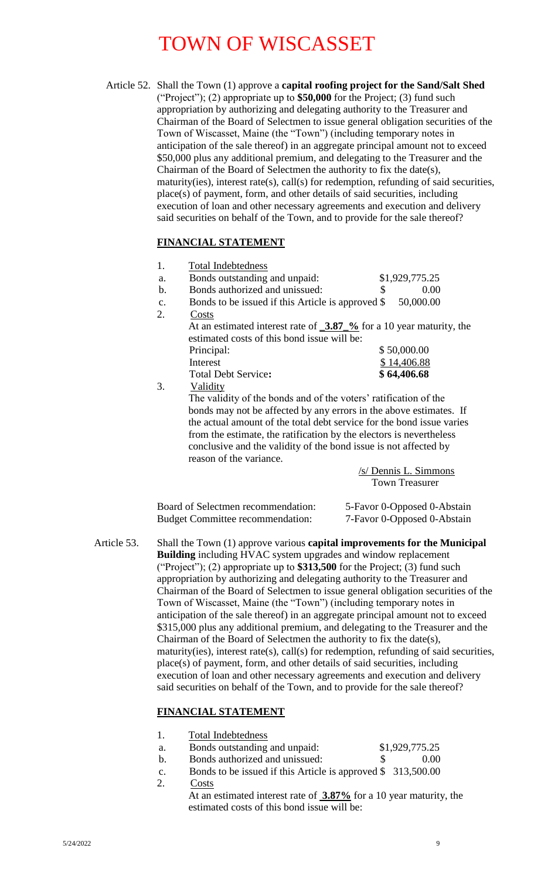# TOWN OF WISCASSET

Article 52. Shall the Town (1) approve a **capital roofing project for the Sand/Salt Shed** ("Project"); (2) appropriate up to **$50,000** for the Project; (3) fund such appropriation by authorizing and delegating authority to the Treasurer and Chairman of the Board of Selectmen to issue general obligation securities of the Town of Wiscasset, Maine (the "Town") (including temporary notes in anticipation of the sale thereof) in an aggregate principal amount not to exceed $50,000 plus any additional premium, and delegating to the Treasurer and the Chairman of the Board of Selectmen the authority to fix the date(s), maturity(ies), interest rate(s), call(s) for redemption, refunding of said securities, place(s) of payment, form, and other details of said securities, including execution of loan and other necessary agreements and execution and delivery said securities on behalf of the Town, and to provide for the sale thereof?

**FINANCIAL STATEMENT**

1. Total Indebtedness
   a. Bonds outstanding and unpaid: $1,929,775.25
   b. Bonds authorized and unissued: $ 0.00
   c. Bonds to be issued if this Article is approved $ 50,000.00
2. Costs

   At an estimated interest rate of **_3.87_%** for a 10 year maturity, the estimated costs of this bond issue will be:

   | | |
   |---|---|
   | Principal: | $ 50,000.00 |
   | Interest | $ 14,406.88 |
   | Total Debt Service: | **$ 64,406.68** |

3. Validity

   The validity of the bonds and of the voters' ratification of the bonds may not be affected by any errors in the above estimates. If the actual amount of the total debt service for the bond issue varies from the estimate, the ratification by the electors is nevertheless conclusive and the validity of the bond issue is not affected by reason of the variance.

/s/ Dennis L. Simmons
Town Treasurer

| | |
|---|---|
| Board of Selectmen recommendation: | 5-Favor 0-Opposed 0-Abstain |
| Budget Committee recommendation: | 7-Favor 0-Opposed 0-Abstain |

Article 53. Shall the Town (1) approve various **capital improvements for the Municipal Building** including HVAC system upgrades and window replacement ("Project"); (2) appropriate up to **$313,500** for the Project; (3) fund such appropriation by authorizing and delegating authority to the Treasurer and Chairman of the Board of Selectmen to issue general obligation securities of the Town of Wiscasset, Maine (the "Town") (including temporary notes in anticipation of the sale thereof) in an aggregate principal amount not to exceed $315,000 plus any additional premium, and delegating to the Treasurer and the Chairman of the Board of Selectmen the authority to fix the date(s), maturity(ies), interest rate(s), call(s) for redemption, refunding of said securities, place(s) of payment, form, and other details of said securities, including execution of loan and other necessary agreements and execution and delivery said securities on behalf of the Town, and to provide for the sale thereof?

**FINANCIAL STATEMENT**

1. Total Indebtedness
   a. Bonds outstanding and unpaid: $1,929,775.25
   b. Bonds authorized and unissued: $ 0.00
   c. Bonds to be issued if this Article is approved $ 313,500.00
2. Costs

   At an estimated interest rate of **3.87%** for a 10 year maturity, the estimated costs of this bond issue will be: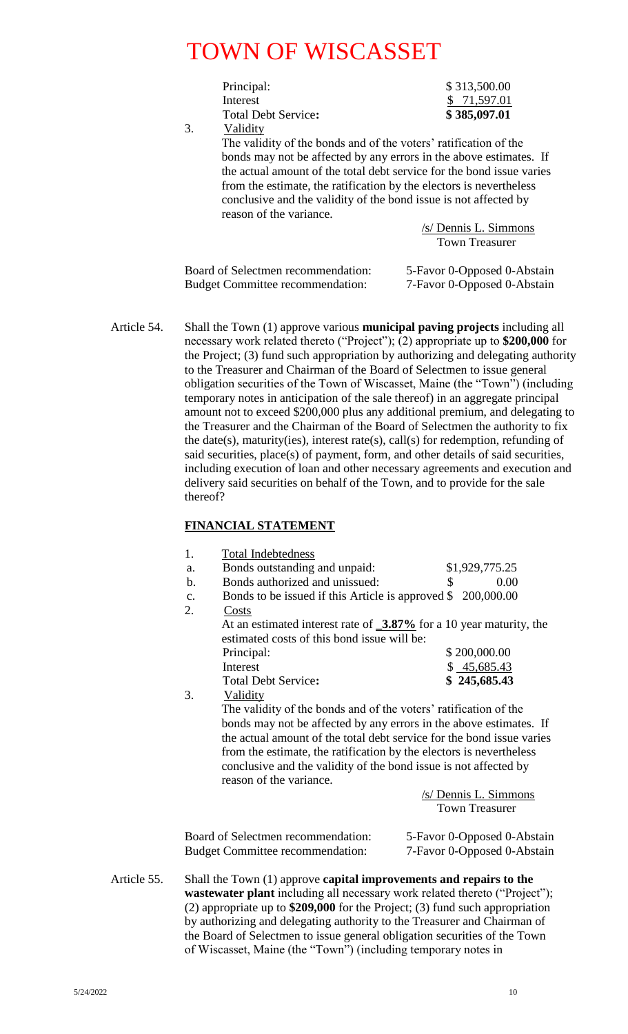| | |
|---|---|
| Principal: | \$ 313,500.00 |
| Interest | \$ 71,597.01 |
| Total Debt Service**:** | **\$ 385,097.01** |

3. Validity

   The validity of the bonds and of the voters' ratification of the bonds may not be affected by any errors in the above estimates. If the actual amount of the total debt service for the bond issue varies from the estimate, the ratification by the electors is nevertheless conclusive and the validity of the bond issue is not affected by reason of the variance.

   /s/ Dennis L. Simmons
   Town Treasurer

| | |
|---|---|
| Board of Selectmen recommendation: | 5-Favor 0-Opposed 0-Abstain |
| Budget Committee recommendation: | 7-Favor 0-Opposed 0-Abstain |

Article 54. Shall the Town (1) approve various **municipal paving projects** including all necessary work related thereto ("Project"); (2) appropriate up to **\$200,000** for the Project; (3) fund such appropriation by authorizing and delegating authority to the Treasurer and Chairman of the Board of Selectmen to issue general obligation securities of the Town of Wiscasset, Maine (the "Town") (including temporary notes in anticipation of the sale thereof) in an aggregate principal amount not to exceed \$200,000 plus any additional premium, and delegating to the Treasurer and the Chairman of the Board of Selectmen the authority to fix the date(s), maturity(ies), interest rate(s), call(s) for redemption, refunding of said securities, place(s) of payment, form, and other details of said securities, including execution of loan and other necessary agreements and execution and delivery said securities on behalf of the Town, and to provide for the sale thereof?

**FINANCIAL STATEMENT**

1. Total Indebtedness

   a. Bonds outstanding and unpaid: \$1,929,775.25

   b. Bonds authorized and unissued: \$ 0.00

   c. Bonds to be issued if this Article is approved \$ 200,000.00

2. Costs

   At an estimated interest rate of **3.87%** for a 10 year maturity, the estimated costs of this bond issue will be:

| | |
|---|---|
| Principal: | \$ 200,000.00 |
| Interest | \$ 45,685.43 |
| Total Debt Service**:** | **\$ 245,685.43** |

3. Validity

   The validity of the bonds and of the voters' ratification of the bonds may not be affected by any errors in the above estimates. If the actual amount of the total debt service for the bond issue varies from the estimate, the ratification by the electors is nevertheless conclusive and the validity of the bond issue is not affected by reason of the variance.

   /s/ Dennis L. Simmons
   Town Treasurer

| | |
|---|---|
| Board of Selectmen recommendation: | 5-Favor 0-Opposed 0-Abstain |
| Budget Committee recommendation: | 7-Favor 0-Opposed 0-Abstain |

Article 55. Shall the Town (1) approve **capital improvements and repairs to the wastewater plant** including all necessary work related thereto ("Project"); (2) appropriate up to **\$209,000** for the Project; (3) fund such appropriation by authorizing and delegating authority to the Treasurer and Chairman of the Board of Selectmen to issue general obligation securities of the Town of Wiscasset, Maine (the "Town") (including temporary notes in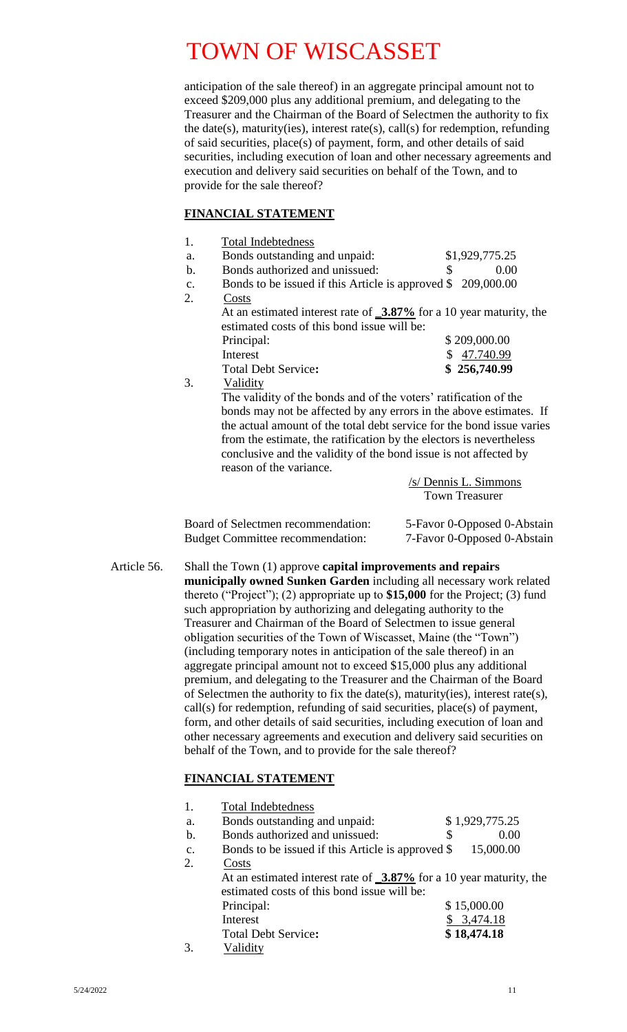anticipation of the sale thereof) in an aggregate principal amount not to exceed $209,000 plus any additional premium, and delegating to the Treasurer and the Chairman of the Board of Selectmen the authority to fix the date(s), maturity(ies), interest rate(s), call(s) for redemption, refunding of said securities, place(s) of payment, form, and other details of said securities, including execution of loan and other necessary agreements and execution and delivery said securities on behalf of the Town, and to provide for the sale thereof?

**FINANCIAL STATEMENT**

1. Total Indebtedness

| | | |
|---|---|---|
| a. | Bonds outstanding and unpaid: | $1,929,775.25 |
| b. | Bonds authorized and unissued: | $ 0.00 |
| c. | Bonds to be issued if this Article is approved | $ 209,000.00 |

2. Costs

At an estimated interest rate of **3.87%** for a 10 year maturity, the estimated costs of this bond issue will be:

| | |
|---|---|
| Principal: | $ 209,000.00 |
| Interest | $ 47.740.99 |
| Total Debt Service: | **$ 256,740.99** |

3. Validity

The validity of the bonds and of the voters' ratification of the bonds may not be affected by any errors in the above estimates. If the actual amount of the total debt service for the bond issue varies from the estimate, the ratification by the electors is nevertheless conclusive and the validity of the bond issue is not affected by reason of the variance.

/s/ Dennis L. Simmons
Town Treasurer

| | |
|---|---|
| Board of Selectmen recommendation: | 5-Favor 0-Opposed 0-Abstain |
| Budget Committee recommendation: | 7-Favor 0-Opposed 0-Abstain |

Article 56. Shall the Town (1) approve **capital improvements and repairs municipally owned Sunken Garden** including all necessary work related thereto ("Project"); (2) appropriate up to **$15,000** for the Project; (3) fund such appropriation by authorizing and delegating authority to the Treasurer and Chairman of the Board of Selectmen to issue general obligation securities of the Town of Wiscasset, Maine (the "Town") (including temporary notes in anticipation of the sale thereof) in an aggregate principal amount not to exceed $15,000 plus any additional premium, and delegating to the Treasurer and the Chairman of the Board of Selectmen the authority to fix the date(s), maturity(ies), interest rate(s), call(s) for redemption, refunding of said securities, place(s) of payment, form, and other details of said securities, including execution of loan and other necessary agreements and execution and delivery said securities on behalf of the Town, and to provide for the sale thereof?

**FINANCIAL STATEMENT**

1. Total Indebtedness

| | | |
|---|---|---|
| a. | Bonds outstanding and unpaid: | $ 1,929,775.25 |
| b. | Bonds authorized and unissued: | $ 0.00 |
| c. | Bonds to be issued if this Article is approved | $ 15,000.00 |

2. Costs

At an estimated interest rate of **3.87%** for a 10 year maturity, the estimated costs of this bond issue will be:

| | |
|---|---|
| Principal: | $ 15,000.00 |
| Interest | $ 3,474.18 |
| Total Debt Service: | **$ 18,474.18** |

3. Validity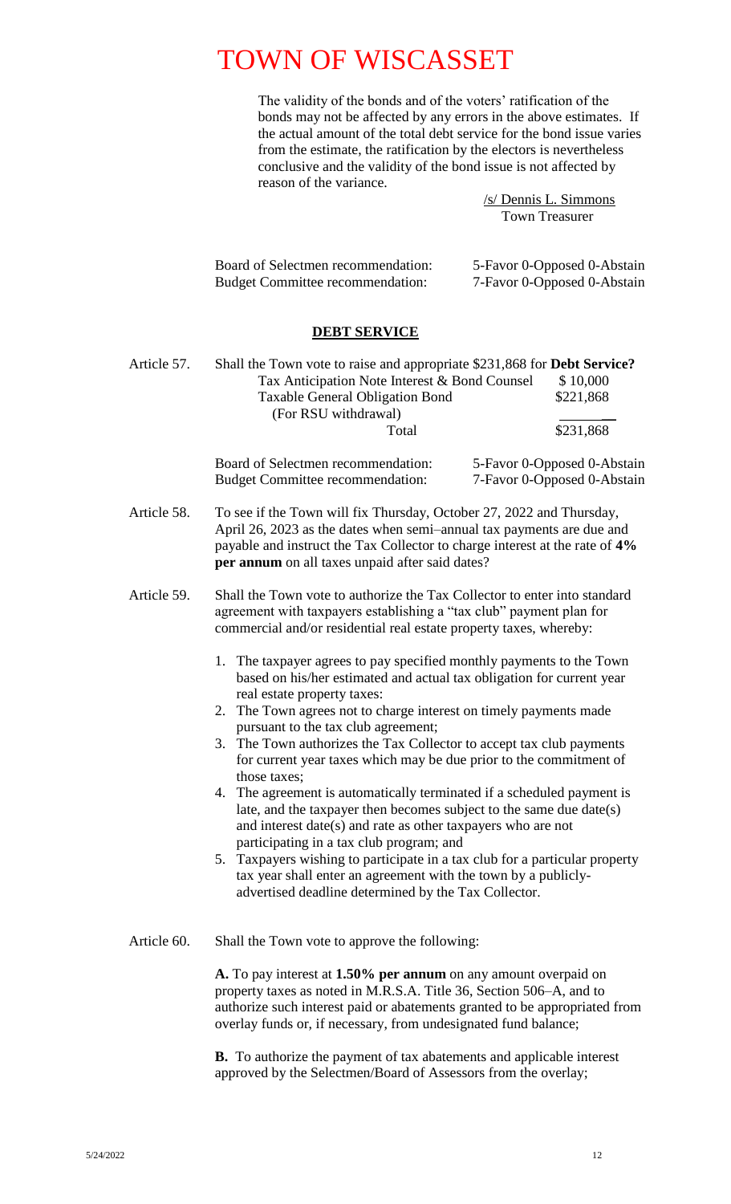The validity of the bonds and of the voters' ratification of the bonds may not be affected by any errors in the above estimates. If the actual amount of the total debt service for the bond issue varies from the estimate, the ratification by the electors is nevertheless conclusive and the validity of the bond issue is not affected by reason of the variance.

/s/ Dennis L. Simmons
Town Treasurer

| | |
|---|---|
| Board of Selectmen recommendation: | 5-Favor 0-Opposed 0-Abstain |
| Budget Committee recommendation: | 7-Favor 0-Opposed 0-Abstain |

## DEBT SERVICE

Article 57. Shall the Town vote to raise and appropriate $231,868 for **Debt Service?**

| | |
|---|---|
| Tax Anticipation Note Interest & Bond Counsel | $ 10,000 |
| Taxable General Obligation Bond (For RSU withdrawal) | $221,868 |
| Total | $231,868 |

| | |
|---|---|
| Board of Selectmen recommendation: | 5-Favor 0-Opposed 0-Abstain |
| Budget Committee recommendation: | 7-Favor 0-Opposed 0-Abstain |

Article 58. To see if the Town will fix Thursday, October 27, 2022 and Thursday, April 26, 2023 as the dates when semi–annual tax payments are due and payable and instruct the Tax Collector to charge interest at the rate of **4% per annum** on all taxes unpaid after said dates?

Article 59. Shall the Town vote to authorize the Tax Collector to enter into standard agreement with taxpayers establishing a "tax club" payment plan for commercial and/or residential real estate property taxes, whereby:

1. The taxpayer agrees to pay specified monthly payments to the Town based on his/her estimated and actual tax obligation for current year real estate property taxes:
2. The Town agrees not to charge interest on timely payments made pursuant to the tax club agreement;
3. The Town authorizes the Tax Collector to accept tax club payments for current year taxes which may be due prior to the commitment of those taxes;
4. The agreement is automatically terminated if a scheduled payment is late, and the taxpayer then becomes subject to the same due date(s) and interest date(s) and rate as other taxpayers who are not participating in a tax club program; and
5. Taxpayers wishing to participate in a tax club for a particular property tax year shall enter an agreement with the town by a publicly-advertised deadline determined by the Tax Collector.

Article 60. Shall the Town vote to approve the following:

**A.** To pay interest at **1.50% per annum** on any amount overpaid on property taxes as noted in M.R.S.A. Title 36, Section 506–A, and to authorize such interest paid or abatements granted to be appropriated from overlay funds or, if necessary, from undesignated fund balance;

**B.** To authorize the payment of tax abatements and applicable interest approved by the Selectmen/Board of Assessors from the overlay;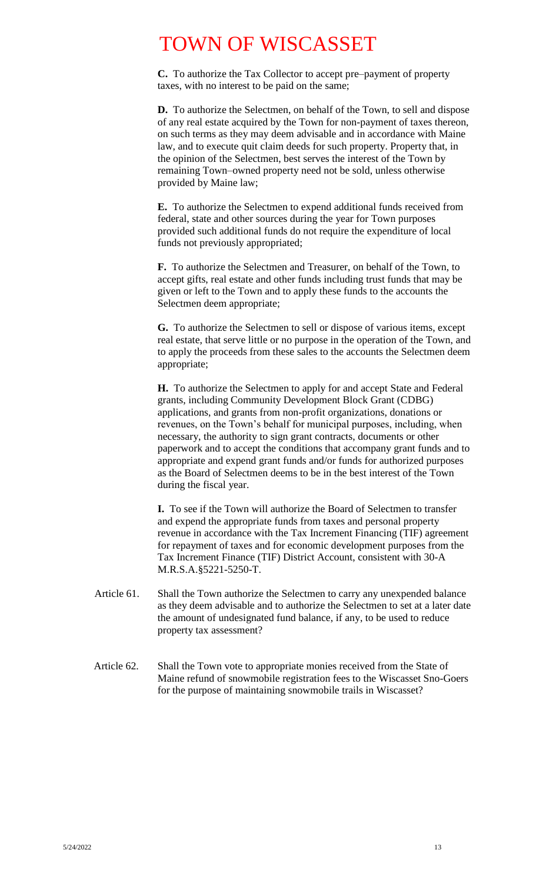**C.** To authorize the Tax Collector to accept pre–payment of property taxes, with no interest to be paid on the same;

**D.** To authorize the Selectmen, on behalf of the Town, to sell and dispose of any real estate acquired by the Town for non-payment of taxes thereon, on such terms as they may deem advisable and in accordance with Maine law, and to execute quit claim deeds for such property. Property that, in the opinion of the Selectmen, best serves the interest of the Town by remaining Town–owned property need not be sold, unless otherwise provided by Maine law;

**E.** To authorize the Selectmen to expend additional funds received from federal, state and other sources during the year for Town purposes provided such additional funds do not require the expenditure of local funds not previously appropriated;

**F.** To authorize the Selectmen and Treasurer, on behalf of the Town, to accept gifts, real estate and other funds including trust funds that may be given or left to the Town and to apply these funds to the accounts the Selectmen deem appropriate;

**G.** To authorize the Selectmen to sell or dispose of various items, except real estate, that serve little or no purpose in the operation of the Town, and to apply the proceeds from these sales to the accounts the Selectmen deem appropriate;

**H.** To authorize the Selectmen to apply for and accept State and Federal grants, including Community Development Block Grant (CDBG) applications, and grants from non-profit organizations, donations or revenues, on the Town's behalf for municipal purposes, including, when necessary, the authority to sign grant contracts, documents or other paperwork and to accept the conditions that accompany grant funds and to appropriate and expend grant funds and/or funds for authorized purposes as the Board of Selectmen deems to be in the best interest of the Town during the fiscal year.

**I.** To see if the Town will authorize the Board of Selectmen to transfer and expend the appropriate funds from taxes and personal property revenue in accordance with the Tax Increment Financing (TIF) agreement for repayment of taxes and for economic development purposes from the Tax Increment Finance (TIF) District Account, consistent with 30-A M.R.S.A.§5221-5250-T.

Article 61. Shall the Town authorize the Selectmen to carry any unexpended balance as they deem advisable and to authorize the Selectmen to set at a later date the amount of undesignated fund balance, if any, to be used to reduce property tax assessment?

Article 62. Shall the Town vote to appropriate monies received from the State of Maine refund of snowmobile registration fees to the Wiscasset Sno-Goers for the purpose of maintaining snowmobile trails in Wiscasset?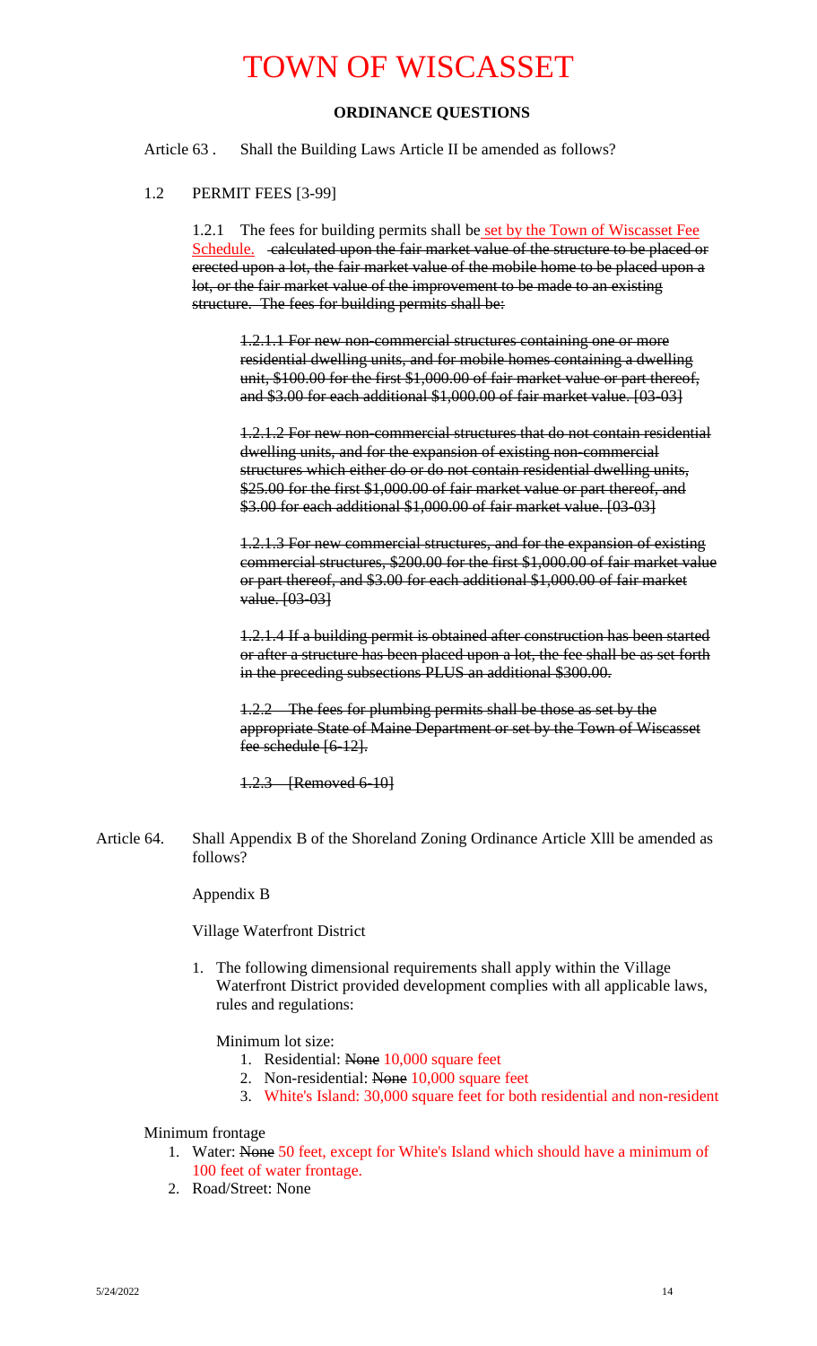# TOWN OF WISCASSET

**ORDINANCE QUESTIONS**

Article 63 . Shall the Building Laws Article II be amended as follows?

1.2 PERMIT FEES [3-99]

1.2.1 The fees for building permits shall be set by the Town of Wiscasset Fee Schedule. ~~calculated upon the fair market value of the structure to be placed or erected upon a lot, the fair market value of the mobile home to be placed upon a lot, or the fair market value of the improvement to be made to an existing structure. The fees for building permits shall be:~~

~~1.2.1.1 For new non-commercial structures containing one or more residential dwelling units, and for mobile homes containing a dwelling unit, $100.00 for the first $1,000.00 of fair market value or part thereof, and $3.00 for each additional $1,000.00 of fair market value. [03-03]~~

~~1.2.1.2 For new non-commercial structures that do not contain residential dwelling units, and for the expansion of existing non-commercial structures which either do or do not contain residential dwelling units, $25.00 for the first $1,000.00 of fair market value or part thereof, and $3.00 for each additional $1,000.00 of fair market value. [03-03]~~

~~1.2.1.3 For new commercial structures, and for the expansion of existing commercial structures, $200.00 for the first $1,000.00 of fair market value or part thereof, and $3.00 for each additional $1,000.00 of fair market value. [03-03]~~

~~1.2.1.4 If a building permit is obtained after construction has been started or after a structure has been placed upon a lot, the fee shall be as set forth in the preceding subsections PLUS an additional $300.00.~~

~~1.2.2 The fees for plumbing permits shall be those as set by the appropriate State of Maine Department or set by the Town of Wiscasset fee schedule [6-12].~~

~~1.2.3 [Removed 6-10]~~

Article 64. Shall Appendix B of the Shoreland Zoning Ordinance Article Xlll be amended as follows?

Appendix B

Village Waterfront District

1. The following dimensional requirements shall apply within the Village Waterfront District provided development complies with all applicable laws, rules and regulations:

Minimum lot size:

1. Residential: ~~None~~ 10,000 square feet
2. Non-residential: ~~None~~ 10,000 square feet
3. White's Island: 30,000 square feet for both residential and non-resident

Minimum frontage

1. Water: ~~None~~ 50 feet, except for White's Island which should have a minimum of 100 feet of water frontage.
2. Road/Street: None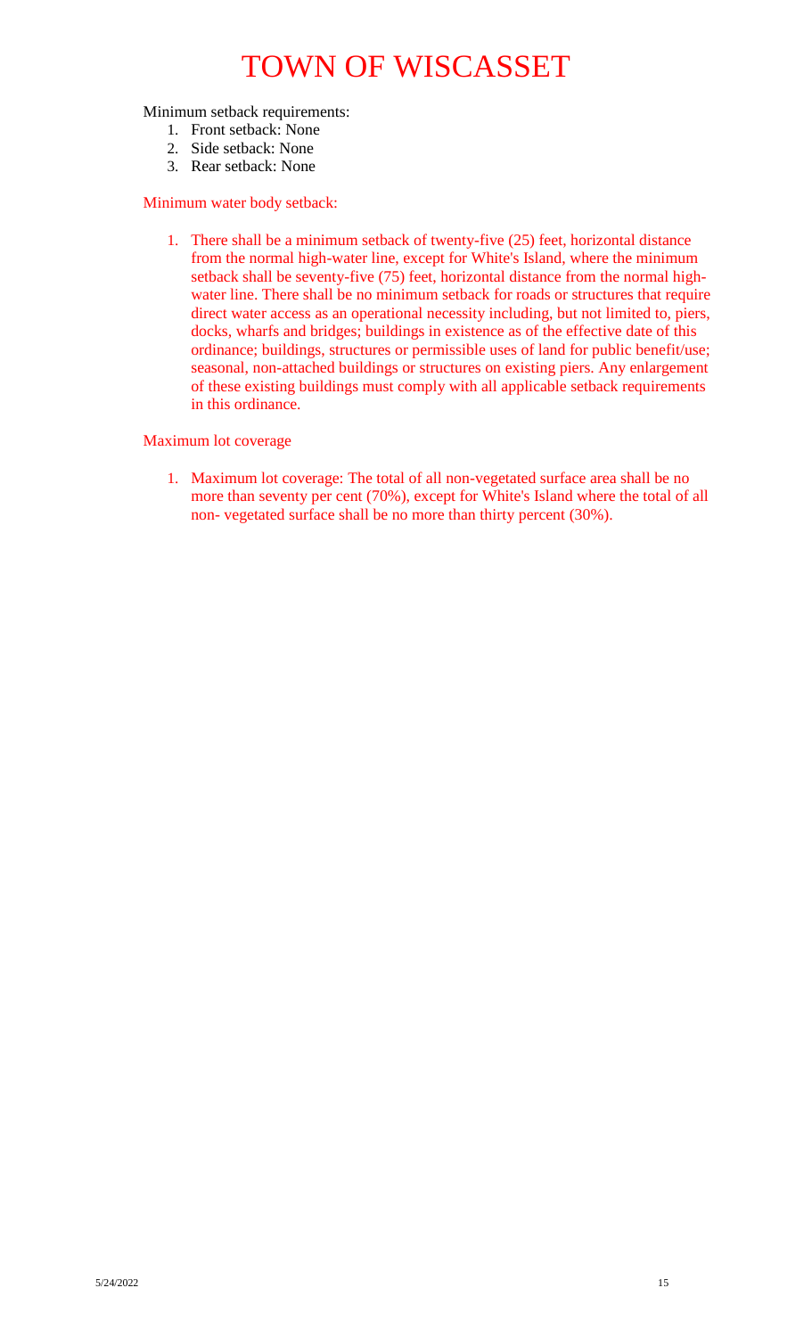Minimum setback requirements:

1. Front setback: None
2. Side setback: None
3. Rear setback: None

Minimum water body setback:

1. There shall be a minimum setback of twenty-five (25) feet, horizontal distance from the normal high-water line, except for White's Island, where the minimum setback shall be seventy-five (75) feet, horizontal distance from the normal high-water line. There shall be no minimum setback for roads or structures that require direct water access as an operational necessity including, but not limited to, piers, docks, wharfs and bridges; buildings in existence as of the effective date of this ordinance; buildings, structures or permissible uses of land for public benefit/use; seasonal, non-attached buildings or structures on existing piers. Any enlargement of these existing buildings must comply with all applicable setback requirements in this ordinance.

Maximum lot coverage

1. Maximum lot coverage: The total of all non-vegetated surface area shall be no more than seventy per cent (70%), except for White's Island where the total of all non- vegetated surface shall be no more than thirty percent (30%).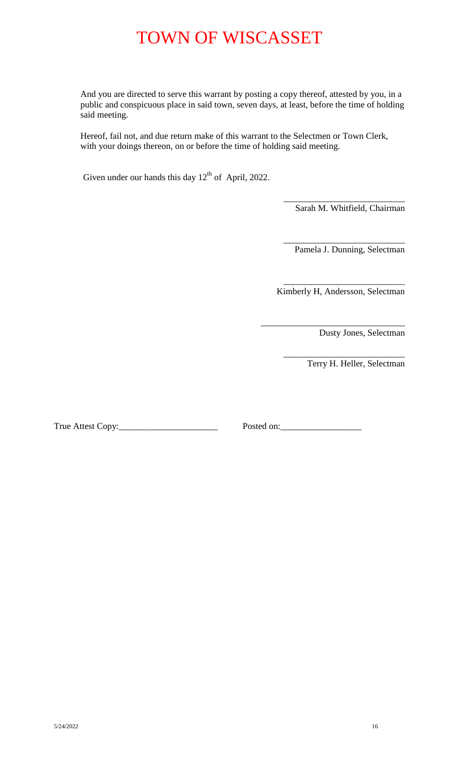# TOWN OF WISCASSET

And you are directed to serve this warrant by posting a copy thereof, attested by you, in a public and conspicuous place in said town, seven days, at least, before the time of holding said meeting.

Hereof, fail not, and due return make of this warrant to the Selectmen or Town Clerk, with your doings thereon, on or before the time of holding said meeting.

Given under our hands this day 12th of April, 2022.

\_\_\_\_\_\_\_\_\_\_\_\_\_\_\_\_\_\_\_\_\_\_\_\_\_\_\_
Sarah M. Whitfield, Chairman

\_\_\_\_\_\_\_\_\_\_\_\_\_\_\_\_\_\_\_\_\_\_\_\_\_\_\_
Pamela J. Dunning, Selectman

\_\_\_\_\_\_\_\_\_\_\_\_\_\_\_\_\_\_\_\_\_\_\_\_\_\_\_
Kimberly H, Andersson, Selectman

\_\_\_\_\_\_\_\_\_\_\_\_\_\_\_\_\_\_\_\_\_\_\_\_\_\_\_\_\_\_\_\_
Dusty Jones, Selectman

\_\_\_\_\_\_\_\_\_\_\_\_\_\_\_\_\_\_\_\_\_\_\_\_\_\_\_
Terry H. Heller, Selectman

True Attest Copy:\_\_\_\_\_\_\_\_\_\_\_\_\_\_\_\_\_\_\_\_\_\_ Posted on:\_\_\_\_\_\_\_\_\_\_\_\_\_\_\_\_\_\_

5/24/2022